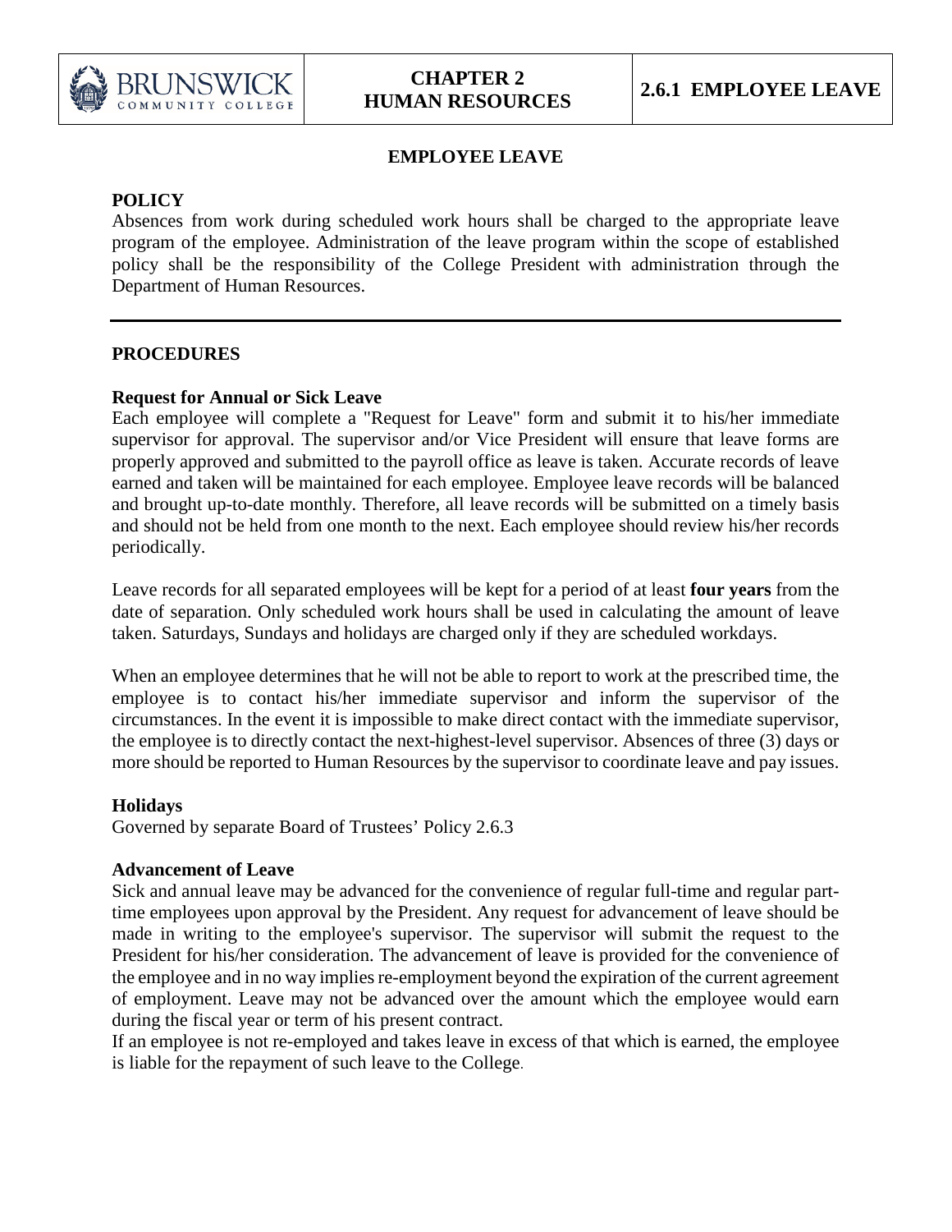# EMPLOYEE LEAVE

## POLICY

Absences from work during scheduled work hours shall be charged to the appropriate leave program of the employee. Administration of the leave program within the scope of established policy shall be the responsibility of the College President with administration through the Department of Human Resources.

---

## PROCEDURES

### Request for Annual or Sick Leave

Each employee will complete a "Request for Leave" form and submit it to his/her immediate supervisor for approval. The supervisor and/or Vice President will ensure that leave forms are properly approved and submitted to the payroll office as leave is taken. Accurate records of leave earned and taken will be maintained for each employee. Employee leave records will be balanced and brought up-to-date monthly. Therefore, all leave records will be submitted on a timely basis and should not be held from one month to the next. Each employee should review his/her records periodically.

Leave records for all separated employees will be kept for a period of at least **four years** from the date of separation. Only scheduled work hours shall be used in calculating the amount of leave taken. Saturdays, Sundays and holidays are charged only if they are scheduled workdays.

When an employee determines that he will not be able to report to work at the prescribed time, the employee is to contact his/her immediate supervisor and inform the supervisor of the circumstances. In the event it is impossible to make direct contact with the immediate supervisor, the employee is to directly contact the next-highest-level supervisor. Absences of three (3) days or more should be reported to Human Resources by the supervisor to coordinate leave and pay issues.

### Holidays

Governed by separate Board of Trustees' Policy 2.6.3

### Advancement of Leave

Sick and annual leave may be advanced for the convenience of regular full-time and regular part-time employees upon approval by the President. Any request for advancement of leave should be made in writing to the employee's supervisor. The supervisor will submit the request to the President for his/her consideration. The advancement of leave is provided for the convenience of the employee and in no way implies re-employment beyond the expiration of the current agreement of employment. Leave may not be advanced over the amount which the employee would earn during the fiscal year or term of his present contract.

If an employee is not re-employed and takes leave in excess of that which is earned, the employee is liable for the repayment of such leave to the College.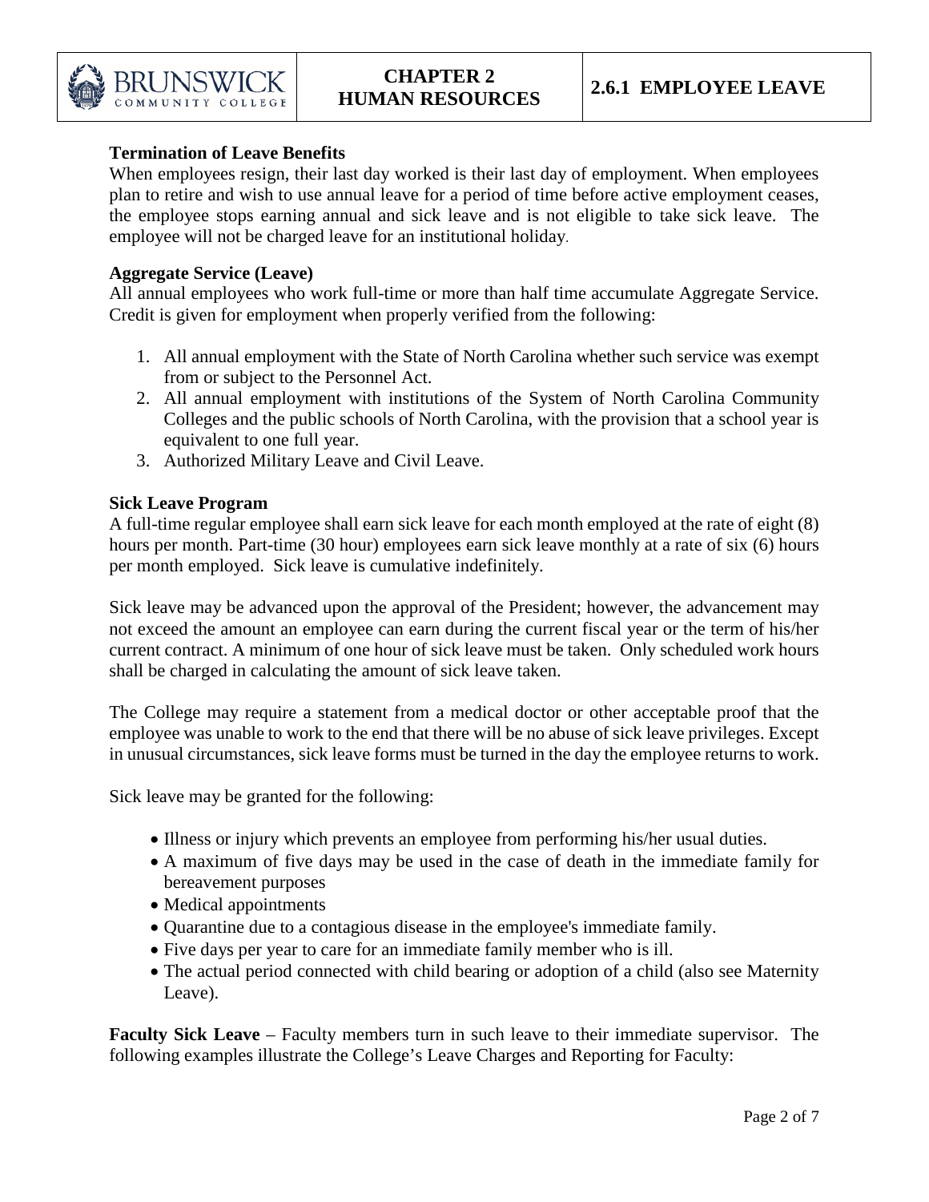**Termination of Leave Benefits**

When employees resign, their last day worked is their last day of employment. When employees plan to retire and wish to use annual leave for a period of time before active employment ceases, the employee stops earning annual and sick leave and is not eligible to take sick leave. The employee will not be charged leave for an institutional holiday.

**Aggregate Service (Leave)**

All annual employees who work full-time or more than half time accumulate Aggregate Service. Credit is given for employment when properly verified from the following:

1. All annual employment with the State of North Carolina whether such service was exempt from or subject to the Personnel Act.
2. All annual employment with institutions of the System of North Carolina Community Colleges and the public schools of North Carolina, with the provision that a school year is equivalent to one full year.
3. Authorized Military Leave and Civil Leave.

**Sick Leave Program**

A full-time regular employee shall earn sick leave for each month employed at the rate of eight (8) hours per month. Part-time (30 hour) employees earn sick leave monthly at a rate of six (6) hours per month employed. Sick leave is cumulative indefinitely.

Sick leave may be advanced upon the approval of the President; however, the advancement may not exceed the amount an employee can earn during the current fiscal year or the term of his/her current contract. A minimum of one hour of sick leave must be taken. Only scheduled work hours shall be charged in calculating the amount of sick leave taken.

The College may require a statement from a medical doctor or other acceptable proof that the employee was unable to work to the end that there will be no abuse of sick leave privileges. Except in unusual circumstances, sick leave forms must be turned in the day the employee returns to work.

Sick leave may be granted for the following:

- Illness or injury which prevents an employee from performing his/her usual duties.
- A maximum of five days may be used in the case of death in the immediate family for bereavement purposes
- Medical appointments
- Quarantine due to a contagious disease in the employee's immediate family.
- Five days per year to care for an immediate family member who is ill.
- The actual period connected with child bearing or adoption of a child (also see Maternity Leave).

**Faculty Sick Leave** – Faculty members turn in such leave to their immediate supervisor. The following examples illustrate the College's Leave Charges and Reporting for Faculty: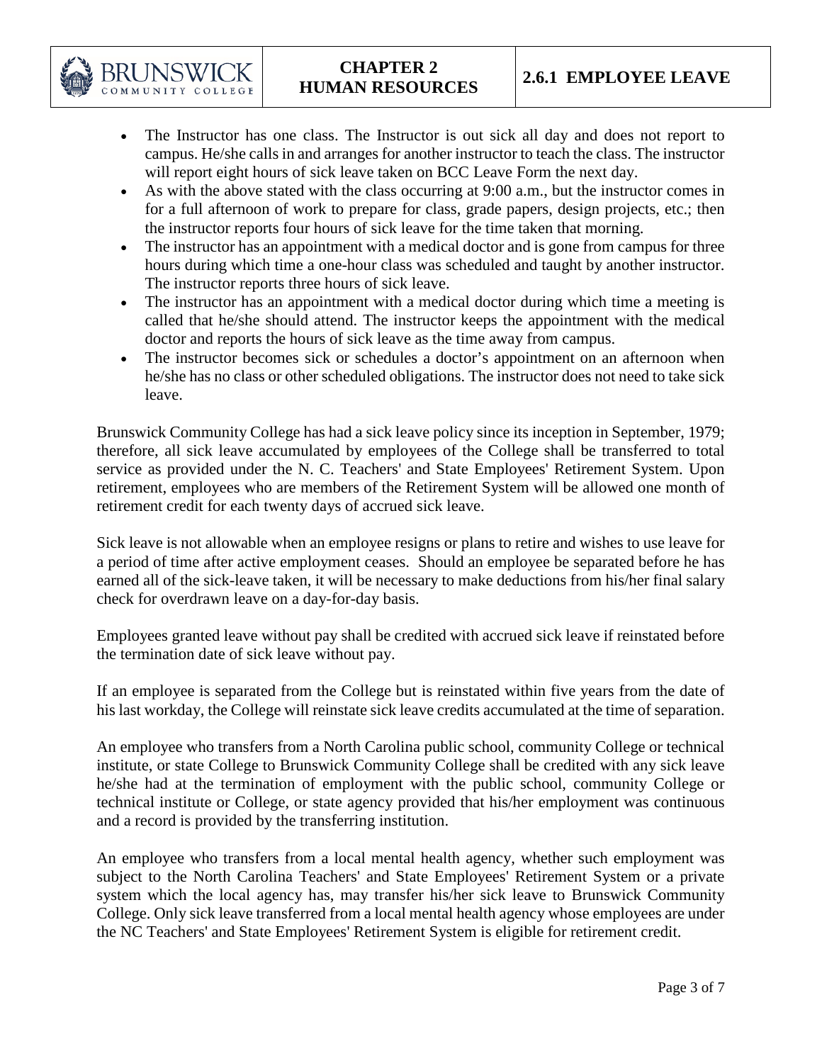- The Instructor has one class. The Instructor is out sick all day and does not report to campus. He/she calls in and arranges for another instructor to teach the class. The instructor will report eight hours of sick leave taken on BCC Leave Form the next day.
- As with the above stated with the class occurring at 9:00 a.m., but the instructor comes in for a full afternoon of work to prepare for class, grade papers, design projects, etc.; then the instructor reports four hours of sick leave for the time taken that morning.
- The instructor has an appointment with a medical doctor and is gone from campus for three hours during which time a one-hour class was scheduled and taught by another instructor. The instructor reports three hours of sick leave.
- The instructor has an appointment with a medical doctor during which time a meeting is called that he/she should attend. The instructor keeps the appointment with the medical doctor and reports the hours of sick leave as the time away from campus.
- The instructor becomes sick or schedules a doctor's appointment on an afternoon when he/she has no class or other scheduled obligations. The instructor does not need to take sick leave.

Brunswick Community College has had a sick leave policy since its inception in September, 1979; therefore, all sick leave accumulated by employees of the College shall be transferred to total service as provided under the N. C. Teachers' and State Employees' Retirement System. Upon retirement, employees who are members of the Retirement System will be allowed one month of retirement credit for each twenty days of accrued sick leave.

Sick leave is not allowable when an employee resigns or plans to retire and wishes to use leave for a period of time after active employment ceases. Should an employee be separated before he has earned all of the sick-leave taken, it will be necessary to make deductions from his/her final salary check for overdrawn leave on a day-for-day basis.

Employees granted leave without pay shall be credited with accrued sick leave if reinstated before the termination date of sick leave without pay.

If an employee is separated from the College but is reinstated within five years from the date of his last workday, the College will reinstate sick leave credits accumulated at the time of separation.

An employee who transfers from a North Carolina public school, community College or technical institute, or state College to Brunswick Community College shall be credited with any sick leave he/she had at the termination of employment with the public school, community College or technical institute or College, or state agency provided that his/her employment was continuous and a record is provided by the transferring institution.

An employee who transfers from a local mental health agency, whether such employment was subject to the North Carolina Teachers' and State Employees' Retirement System or a private system which the local agency has, may transfer his/her sick leave to Brunswick Community College. Only sick leave transferred from a local mental health agency whose employees are under the NC Teachers' and State Employees' Retirement System is eligible for retirement credit.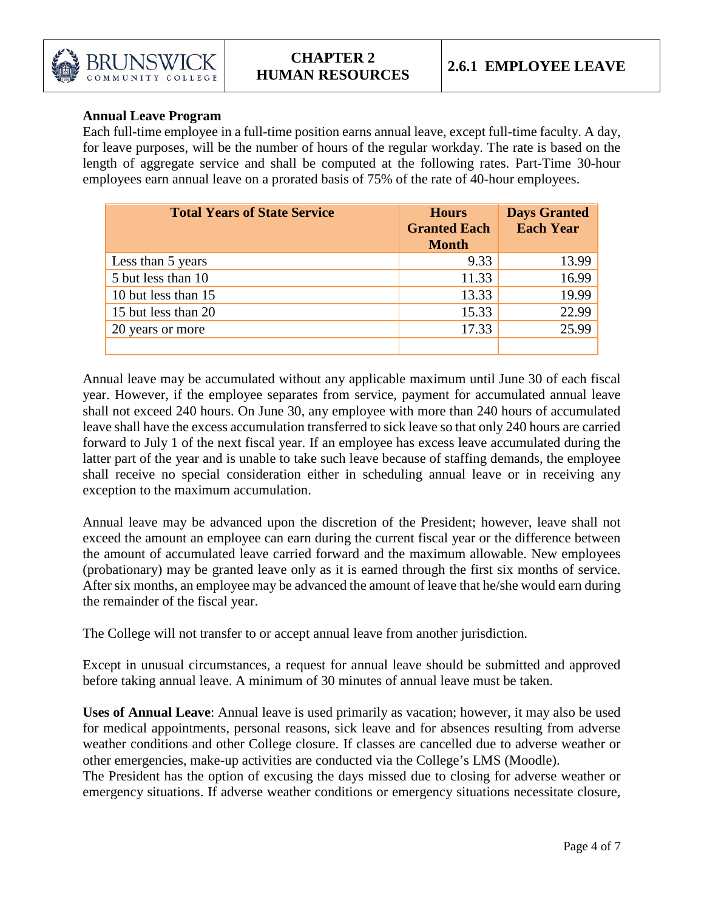**Annual Leave Program**

Each full-time employee in a full-time position earns annual leave, except full-time faculty. A day, for leave purposes, will be the number of hours of the regular workday. The rate is based on the length of aggregate service and shall be computed at the following rates. Part-Time 30-hour employees earn annual leave on a prorated basis of 75% of the rate of 40-hour employees.

| Total Years of State Service | Hours Granted Each Month | Days Granted Each Year |
|---|---|---|
| Less than 5 years | 9.33 | 13.99 |
| 5 but less than 10 | 11.33 | 16.99 |
| 10 but less than 15 | 13.33 | 19.99 |
| 15 but less than 20 | 15.33 | 22.99 |
| 20 years or more | 17.33 | 25.99 |
| | | |

Annual leave may be accumulated without any applicable maximum until June 30 of each fiscal year. However, if the employee separates from service, payment for accumulated annual leave shall not exceed 240 hours. On June 30, any employee with more than 240 hours of accumulated leave shall have the excess accumulation transferred to sick leave so that only 240 hours are carried forward to July 1 of the next fiscal year. If an employee has excess leave accumulated during the latter part of the year and is unable to take such leave because of staffing demands, the employee shall receive no special consideration either in scheduling annual leave or in receiving any exception to the maximum accumulation.

Annual leave may be advanced upon the discretion of the President; however, leave shall not exceed the amount an employee can earn during the current fiscal year or the difference between the amount of accumulated leave carried forward and the maximum allowable. New employees (probationary) may be granted leave only as it is earned through the first six months of service. After six months, an employee may be advanced the amount of leave that he/she would earn during the remainder of the fiscal year.

The College will not transfer to or accept annual leave from another jurisdiction.

Except in unusual circumstances, a request for annual leave should be submitted and approved before taking annual leave. A minimum of 30 minutes of annual leave must be taken.

**Uses of Annual Leave**: Annual leave is used primarily as vacation; however, it may also be used for medical appointments, personal reasons, sick leave and for absences resulting from adverse weather conditions and other College closure. If classes are cancelled due to adverse weather or other emergencies, make-up activities are conducted via the College's LMS (Moodle).

The President has the option of excusing the days missed due to closing for adverse weather or emergency situations. If adverse weather conditions or emergency situations necessitate closure,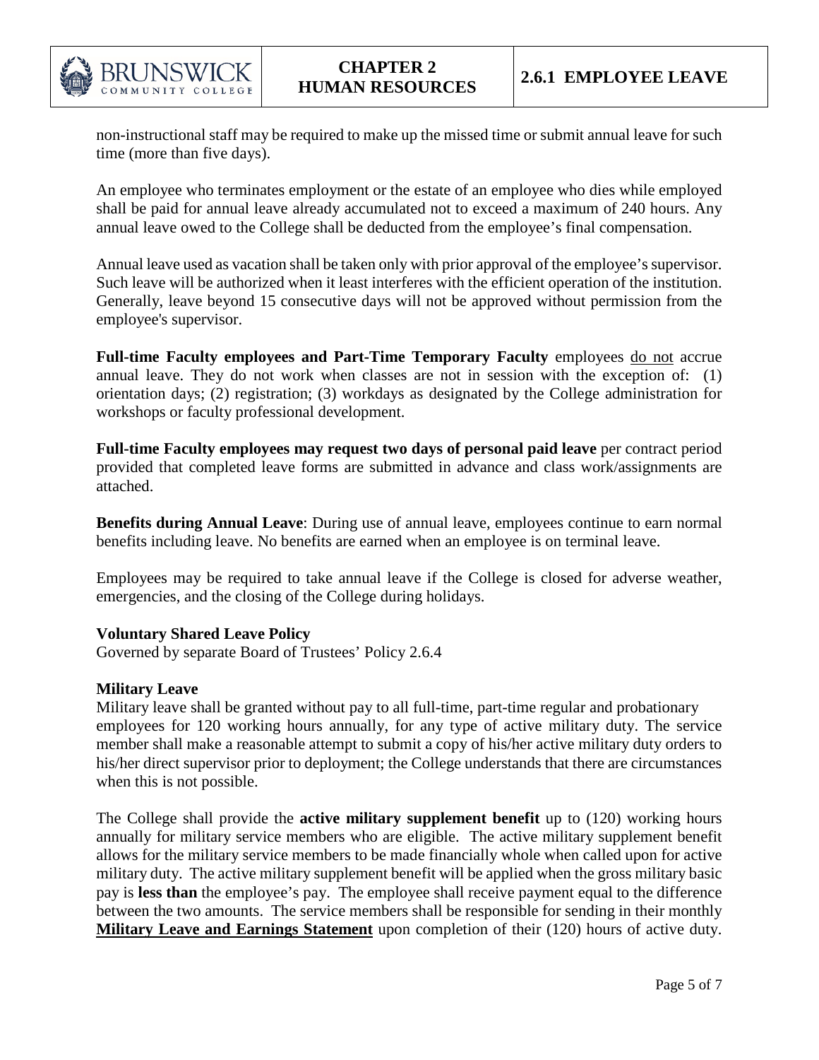non-instructional staff may be required to make up the missed time or submit annual leave for such time (more than five days).

An employee who terminates employment or the estate of an employee who dies while employed shall be paid for annual leave already accumulated not to exceed a maximum of 240 hours. Any annual leave owed to the College shall be deducted from the employee's final compensation.

Annual leave used as vacation shall be taken only with prior approval of the employee's supervisor. Such leave will be authorized when it least interferes with the efficient operation of the institution. Generally, leave beyond 15 consecutive days will not be approved without permission from the employee's supervisor.

**Full-time Faculty employees and Part-Time Temporary Faculty** employees do not accrue annual leave. They do not work when classes are not in session with the exception of: (1) orientation days; (2) registration; (3) workdays as designated by the College administration for workshops or faculty professional development.

**Full-time Faculty employees may request two days of personal paid leave** per contract period provided that completed leave forms are submitted in advance and class work/assignments are attached.

**Benefits during Annual Leave**: During use of annual leave, employees continue to earn normal benefits including leave. No benefits are earned when an employee is on terminal leave.

Employees may be required to take annual leave if the College is closed for adverse weather, emergencies, and the closing of the College during holidays.

**Voluntary Shared Leave Policy**
Governed by separate Board of Trustees' Policy 2.6.4

**Military Leave**
Military leave shall be granted without pay to all full-time, part-time regular and probationary employees for 120 working hours annually, for any type of active military duty. The service member shall make a reasonable attempt to submit a copy of his/her active military duty orders to his/her direct supervisor prior to deployment; the College understands that there are circumstances when this is not possible.

The College shall provide the **active military supplement benefit** up to (120) working hours annually for military service members who are eligible. The active military supplement benefit allows for the military service members to be made financially whole when called upon for active military duty. The active military supplement benefit will be applied when the gross military basic pay is **less than** the employee's pay. The employee shall receive payment equal to the difference between the two amounts. The service members shall be responsible for sending in their monthly **Military Leave and Earnings Statement** upon completion of their (120) hours of active duty.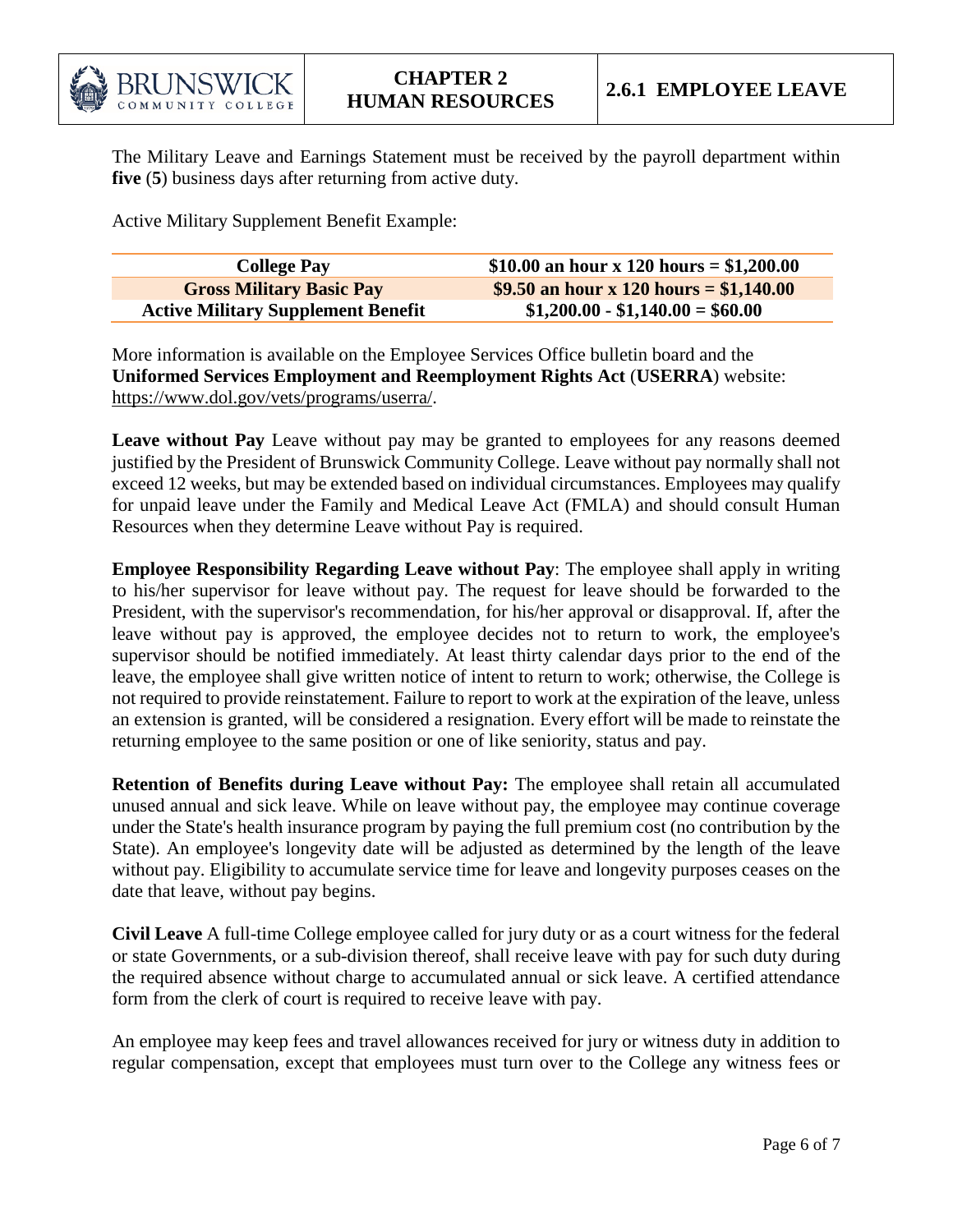The Military Leave and Earnings Statement must be received by the payroll department within **five** (**5**) business days after returning from active duty.

Active Military Supplement Benefit Example:

| **College Pay** | **\$10.00 an hour x 120 hours = \$1,200.00** |
|---|---|
| **Gross Military Basic Pay** | **\$9.50 an hour x 120 hours = \$1,140.00** |
| **Active Military Supplement Benefit** | **\$1,200.00 - \$1,140.00 = \$60.00** |

More information is available on the Employee Services Office bulletin board and the **Uniformed Services Employment and Reemployment Rights Act** (**USERRA**) website: https://www.dol.gov/vets/programs/userra/.

**Leave without Pay** Leave without pay may be granted to employees for any reasons deemed justified by the President of Brunswick Community College. Leave without pay normally shall not exceed 12 weeks, but may be extended based on individual circumstances. Employees may qualify for unpaid leave under the Family and Medical Leave Act (FMLA) and should consult Human Resources when they determine Leave without Pay is required.

**Employee Responsibility Regarding Leave without Pay**: The employee shall apply in writing to his/her supervisor for leave without pay. The request for leave should be forwarded to the President, with the supervisor's recommendation, for his/her approval or disapproval. If, after the leave without pay is approved, the employee decides not to return to work, the employee's supervisor should be notified immediately. At least thirty calendar days prior to the end of the leave, the employee shall give written notice of intent to return to work; otherwise, the College is not required to provide reinstatement. Failure to report to work at the expiration of the leave, unless an extension is granted, will be considered a resignation. Every effort will be made to reinstate the returning employee to the same position or one of like seniority, status and pay.

**Retention of Benefits during Leave without Pay:** The employee shall retain all accumulated unused annual and sick leave. While on leave without pay, the employee may continue coverage under the State's health insurance program by paying the full premium cost (no contribution by the State). An employee's longevity date will be adjusted as determined by the length of the leave without pay. Eligibility to accumulate service time for leave and longevity purposes ceases on the date that leave, without pay begins.

**Civil Leave** A full-time College employee called for jury duty or as a court witness for the federal or state Governments, or a sub-division thereof, shall receive leave with pay for such duty during the required absence without charge to accumulated annual or sick leave. A certified attendance form from the clerk of court is required to receive leave with pay.

An employee may keep fees and travel allowances received for jury or witness duty in addition to regular compensation, except that employees must turn over to the College any witness fees or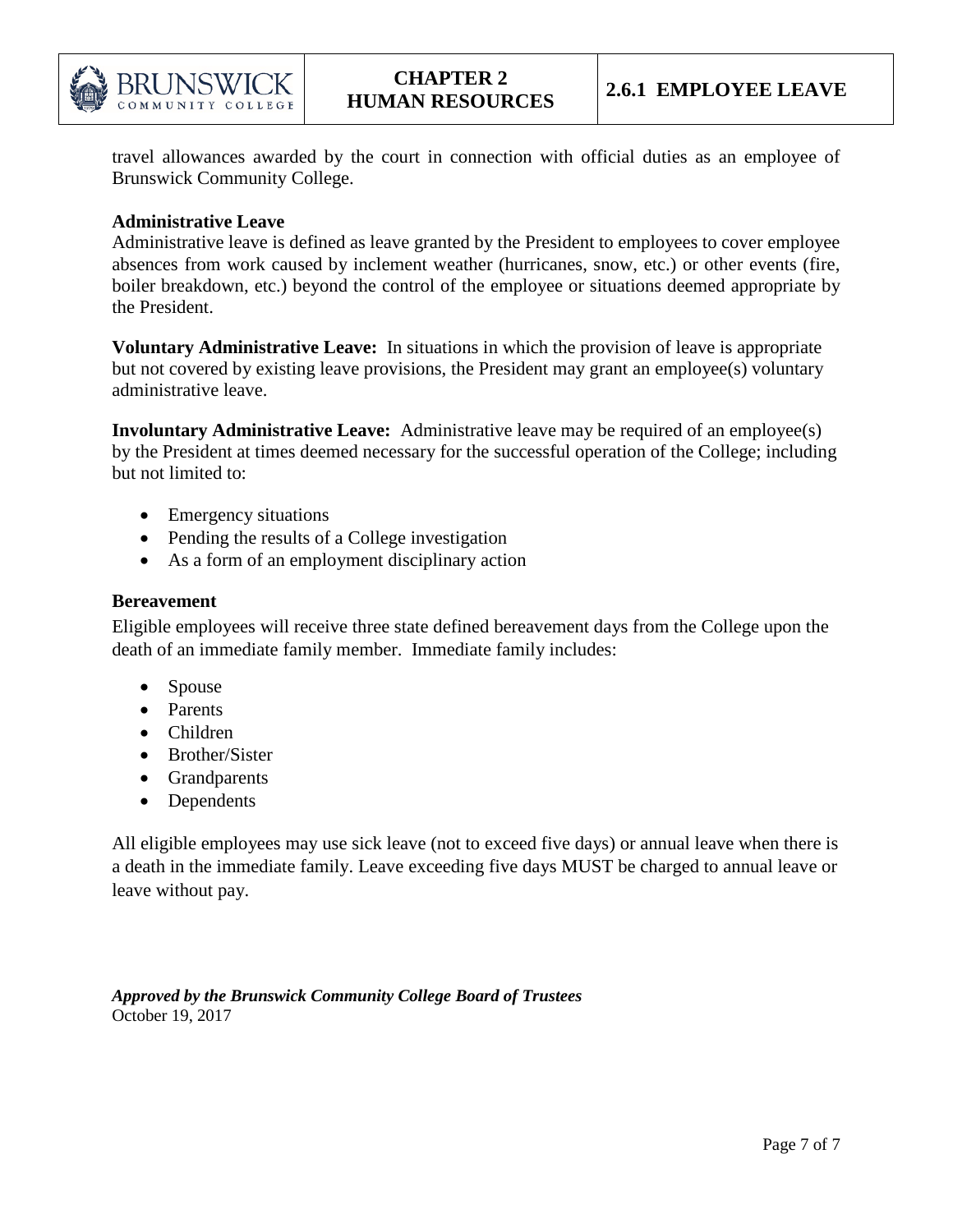travel allowances awarded by the court in connection with official duties as an employee of Brunswick Community College.

**Administrative Leave**

Administrative leave is defined as leave granted by the President to employees to cover employee absences from work caused by inclement weather (hurricanes, snow, etc.) or other events (fire, boiler breakdown, etc.) beyond the control of the employee or situations deemed appropriate by the President.

**Voluntary Administrative Leave:** In situations in which the provision of leave is appropriate but not covered by existing leave provisions, the President may grant an employee(s) voluntary administrative leave.

**Involuntary Administrative Leave:** Administrative leave may be required of an employee(s) by the President at times deemed necessary for the successful operation of the College; including but not limited to:

- Emergency situations
- Pending the results of a College investigation
- As a form of an employment disciplinary action

**Bereavement**

Eligible employees will receive three state defined bereavement days from the College upon the death of an immediate family member. Immediate family includes:

- Spouse
- Parents
- Children
- Brother/Sister
- Grandparents
- Dependents

All eligible employees may use sick leave (not to exceed five days) or annual leave when there is a death in the immediate family. Leave exceeding five days MUST be charged to annual leave or leave without pay.

***Approved by the Brunswick Community College Board of Trustees***
October 19, 2017